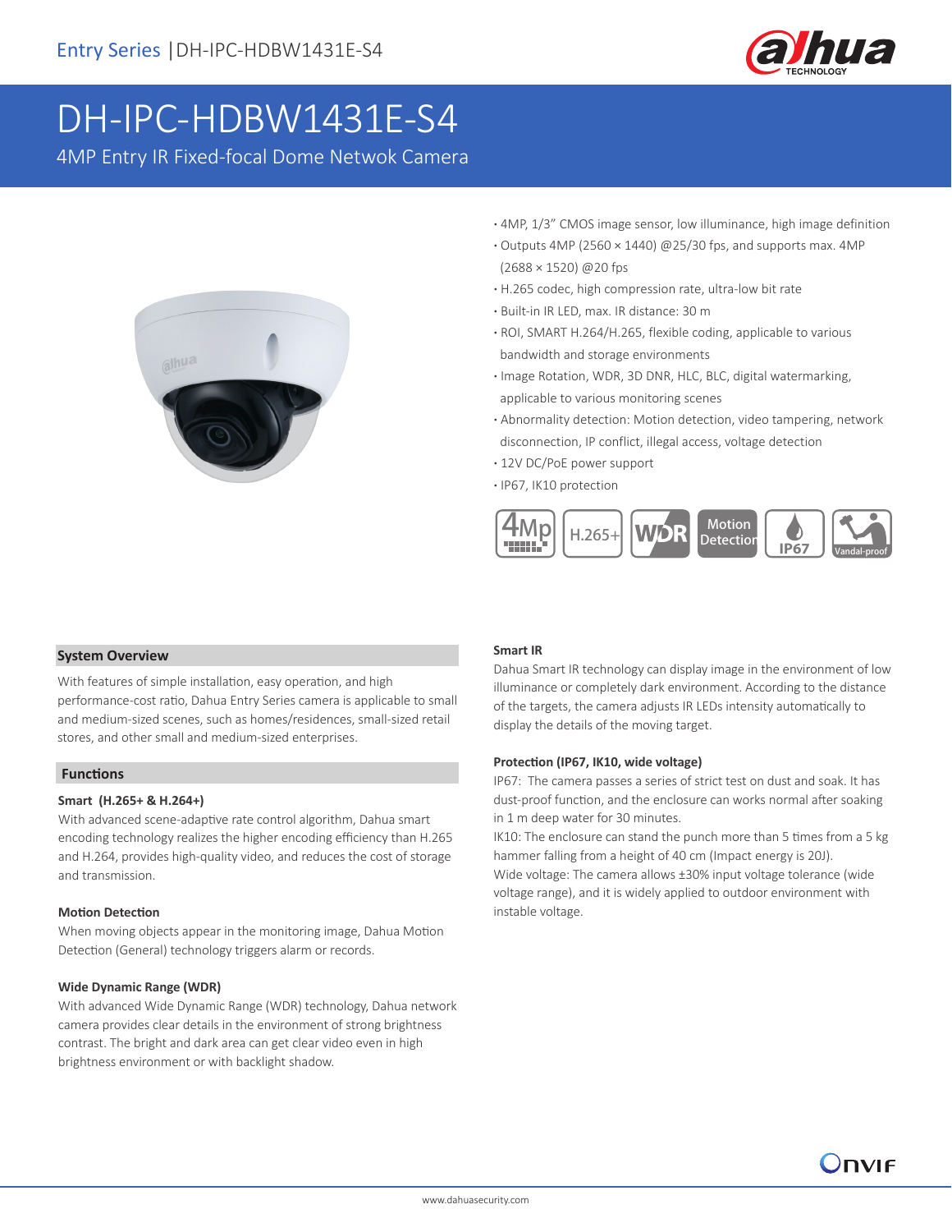Entry Series | DH-IPC-HDBW1431E-S4

# DH-IPC-HDBW1431E-S4

4MP Entry IR Fixed-focal Dome Netwok Camera

- 4MP, 1/3" CMOS image sensor, low illuminance, high image definition
- Outputs 4MP (2560 × 1440) @25/30 fps, and supports max. 4MP (2688 × 1520) @20 fps
- H.265 codec, high compression rate, ultra-low bit rate
- Built-in IR LED, max. IR distance: 30 m
- ROI, SMART H.264/H.265, flexible coding, applicable to various bandwidth and storage environments
- Image Rotation, WDR, 3D DNR, HLC, BLC, digital watermarking, applicable to various monitoring scenes
- Abnormality detection: Motion detection, video tampering, network disconnection, IP conflict, illegal access, voltage detection
- 12V DC/PoE power support
- IP67, IK10 protection

4Mp | H.265+ | WDR | Motion Detection | IP67 | Vandal-proof

## System Overview

With features of simple installation, easy operation, and high performance-cost ratio, Dahua Entry Series camera is applicable to small and medium-sized scenes, such as homes/residences, small-sized retail stores, and other small and medium-sized enterprises.

## Functions

### Smart (H.265+ & H.264+)

With advanced scene-adaptive rate control algorithm, Dahua smart encoding technology realizes the higher encoding efficiency than H.265 and H.264, provides high-quality video, and reduces the cost of storage and transmission.

### Motion Detection

When moving objects appear in the monitoring image, Dahua Motion Detection (General) technology triggers alarm or records.

### Wide Dynamic Range (WDR)

With advanced Wide Dynamic Range (WDR) technology, Dahua network camera provides clear details in the environment of strong brightness contrast. The bright and dark area can get clear video even in high brightness environment or with backlight shadow.

### Smart IR

Dahua Smart IR technology can display image in the environment of low illuminance or completely dark environment. According to the distance of the targets, the camera adjusts IR LEDs intensity automatically to display the details of the moving target.

### Protection (IP67, IK10, wide voltage)

IP67: The camera passes a series of strict test on dust and soak. It has dust-proof function, and the enclosure can works normal after soaking in 1 m deep water for 30 minutes.

IK10: The enclosure can stand the punch more than 5 times from a 5 kg hammer falling from a height of 40 cm (Impact energy is 20J).

Wide voltage: The camera allows ±30% input voltage tolerance (wide voltage range), and it is widely applied to outdoor environment with instable voltage.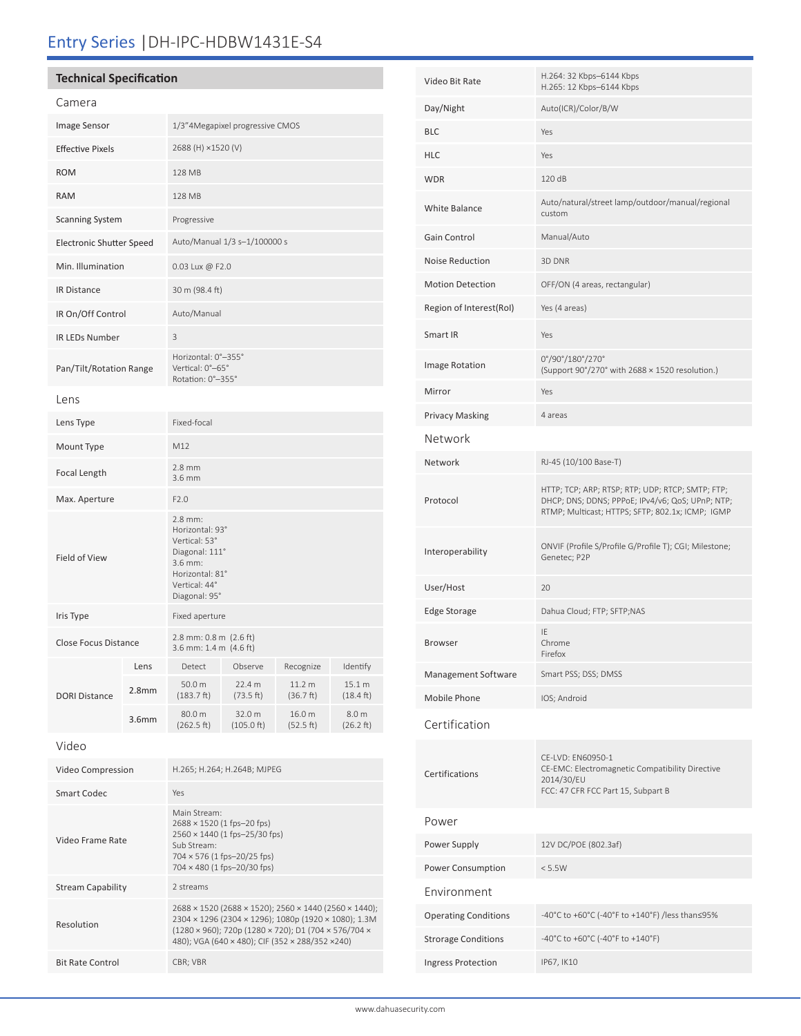# Entry Series | DH-IPC-HDBW1431E-S4

## Technical Specification

### Camera

| | |
|---|---|
| Image Sensor | 1/3"4Megapixel progressive CMOS |
| Effective Pixels | 2688 (H) ×1520 (V) |
| ROM | 128 MB |
| RAM | 128 MB |
| Scanning System | Progressive |
| Electronic Shutter Speed | Auto/Manual 1/3 s–1/100000 s |
| Min. Illumination | 0.03 Lux @ F2.0 |
| IR Distance | 30 m (98.4 ft) |
| IR On/Off Control | Auto/Manual |
| IR LEDs Number | 3 |
| Pan/Tilt/Rotation Range | Horizontal: 0°–355°<br>Vertical: 0°–65°<br>Rotation: 0°–355° |

### Lens

| | |
|---|---|
| Lens Type | Fixed-focal |
| Mount Type | M12 |
| Focal Length | 2.8 mm<br>3.6 mm |
| Max. Aperture | F2.0 |
| Field of View | 2.8 mm:<br>Horizontal: 93°<br>Vertical: 53°<br>Diagonal: 111°<br>3.6 mm:<br>Horizontal: 81°<br>Vertical: 44°<br>Diagonal: 95° |
| Iris Type | Fixed aperture |
| Close Focus Distance | 2.8 mm: 0.8 m (2.6 ft)<br>3.6 mm: 1.4 m (4.6 ft) |

| | Lens | Detect | Observe | Recognize | Identify |
|---|---|---|---|---|---|
| DORI Distance | 2.8mm | 50.0 m (183.7 ft) | 22.4 m (73.5 ft) | 11.2 m (36.7 ft) | 15.1 m (18.4 ft) |
| | 3.6mm | 80.0 m (262.5 ft) | 32.0 m (105.0 ft) | 16.0 m (52.5 ft) | 8.0 m (26.2 ft) |

### Video

| | |
|---|---|
| Video Compression | H.265; H.264; H.264B; MJPEG |
| Smart Codec | Yes |
| Video Frame Rate | Main Stream:<br>2688 × 1520 (1 fps–20 fps)<br>2560 × 1440 (1 fps–25/30 fps)<br>Sub Stream:<br>704 × 576 (1 fps–20/25 fps)<br>704 × 480 (1 fps–20/30 fps) |
| Stream Capability | 2 streams |
| Resolution | 2688 × 1520 (2688 × 1520); 2560 × 1440 (2560 × 1440); 2304 × 1296 (2304 × 1296); 1080p (1920 × 1080); 1.3M (1280 × 960); 720p (1280 × 720); D1 (704 × 576/704 × 480); VGA (640 × 480); CIF (352 × 288/352 ×240) |
| Bit Rate Control | CBR; VBR |
| Video Bit Rate | H.264: 32 Kbps–6144 Kbps<br>H.265: 12 Kbps–6144 Kbps |
| Day/Night | Auto(ICR)/Color/B/W |
| BLC | Yes |
| HLC | Yes |
| WDR | 120 dB |
| White Balance | Auto/natural/street lamp/outdoor/manual/regional custom |
| Gain Control | Manual/Auto |
| Noise Reduction | 3D DNR |
| Motion Detection | OFF/ON (4 areas, rectangular) |
| Region of Interest(RoI) | Yes (4 areas) |
| Smart IR | Yes |
| Image Rotation | 0°/90°/180°/270°<br>(Support 90°/270° with 2688 × 1520 resolution.) |
| Mirror | Yes |
| Privacy Masking | 4 areas |

### Network

| | |
|---|---|
| Network | RJ-45 (10/100 Base-T) |
| Protocol | HTTP; TCP; ARP; RTSP; RTP; UDP; RTCP; SMTP; FTP; DHCP; DNS; DDNS; PPPoE; IPv4/v6; QoS; UPnP; NTP; RTMP; Multicast; HTTPS; SFTP; 802.1x; ICMP; IGMP |
| Interoperability | ONVIF (Profile S/Profile G/Profile T); CGI; Milestone; Genetec; P2P |
| User/Host | 20 |
| Edge Storage | Dahua Cloud; FTP; SFTP;NAS |
| Browser | IE<br>Chrome<br>Firefox |
| Management Software | Smart PSS; DSS; DMSS |
| Mobile Phone | IOS; Android |

### Certification

| | |
|---|---|
| Certifications | CE-LVD: EN60950-1<br>CE-EMC: Electromagnetic Compatibility Directive 2014/30/EU<br>FCC: 47 CFR FCC Part 15, Subpart B |

### Power

| | |
|---|---|
| Power Supply | 12V DC/POE (802.3af) |
| Power Consumption | < 5.5W |

### Environment

| | |
|---|---|
| Operating Conditions | -40°C to +60°C (-40°F to +140°F) /less than≤95% |
| Strorage Conditions | -40°C to +60°C (-40°F to +140°F) |
| Ingress Protection | IP67, IK10 |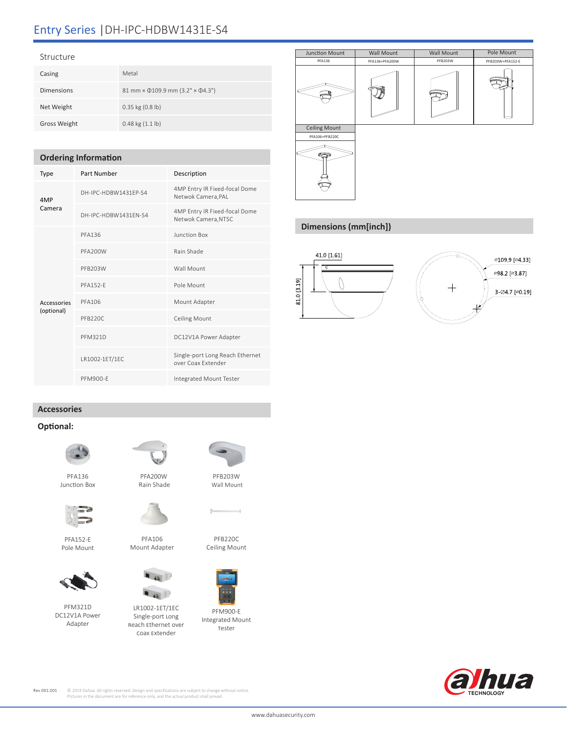# Entry Series | DH-IPC-HDBW1431E-S4

## Structure

| | |
|---|---|
| Casing | Metal |
| Dimensions | 81 mm × Φ109.9 mm (3.2" × Φ4.3") |
| Net Weight | 0.35 kg (0.8 lb) |
| Gross Weight | 0.48 kg (1.1 lb) |

## Ordering Information

| Type | Part Number | Description |
|---|---|---|
| 4MP Camera | DH-IPC-HDBW1431EP-S4 | 4MP Entry IR Fixed-focal Dome Netwok Camera,PAL |
| | DH-IPC-HDBW1431EN-S4 | 4MP Entry IR Fixed-focal Dome Netwok Camera,NTSC |
| Accessories (optional) | PFA136 | Junction Box |
| | PFA200W | Rain Shade |
| | PFB203W | Wall Mount |
| | PFA152-E | Pole Mount |
| | PFA106 | Mount Adapter |
| | PFB220C | Ceiling Mount |
| | PFM321D | DC12V1A Power Adapter |
| | LR1002-1ET/1EC | Single-port Long Reach Ethernet over Coax Extender |
| | PFM900-E | Integrated Mount Tester |

## Accessories

### Optional:

PFA136
Junction Box

PFA200W
Rain Shade

PFB203W
Wall Mount

PFA152-E
Pole Mount

PFA106
Mount Adapter

PFB220C
Ceiling Mount

PFM321D
DC12V1A Power Adapter

LR1002-1ET/1EC
Single-port Long Reach Ethernet over Coax Extender

PFM900-E
Integrated Mount Tester

| Junction Mount | Wall Mount | Wall Mount | Pole Mount |
|---|---|---|---|
| PFA136 | PFA136+PFA200W | PFB203W | PFB203W+PFA152-E |

| Ceiling Mount |
|---|
| PFA106+PFB220C |

## Dimensions (mm[inch])

41.0 [1.61]

81.0 [3.19]

⌀109.9 [⌀4.33]

⌀98.2 [⌀3.87]

3-⌀4.7 [⌀0.19]

Rev 001.001 © 2019 Dahua. All rights reserved. Design and specifications are subject to change without notice. Pictures in the document are for reference only, and the actual product shall prevail.

www.dahuasecurity.com